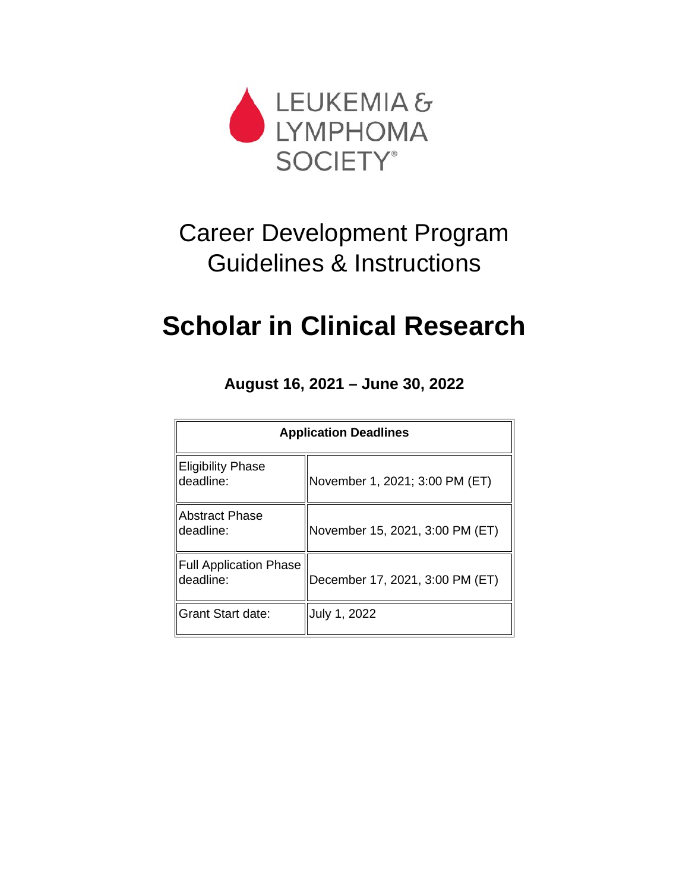LEUKEMIA & LYMPHOMA SOCIETY®

# Career Development Program Guidelines & Instructions

# Scholar in Clinical Research

**August 16, 2021 – June 30, 2022**

| **Application Deadlines** | |
|---|---|
| Eligibility Phase deadline: | November 1, 2021; 3:00 PM (ET) |
| Abstract Phase deadline: | November 15, 2021, 3:00 PM (ET) |
| Full Application Phase deadline: | December 17, 2021, 3:00 PM (ET) |
| Grant Start date: | July 1, 2022 |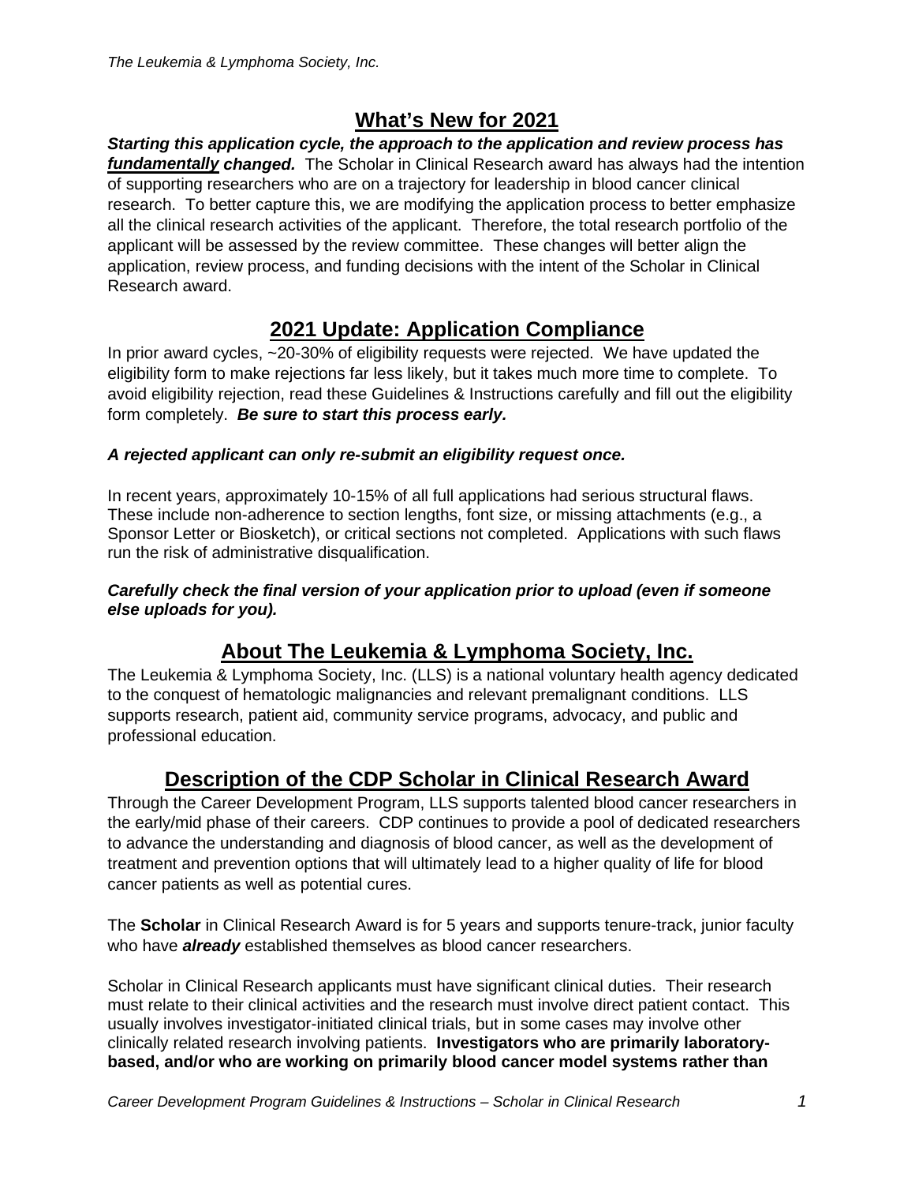## What's New for 2021

***Starting this application cycle, the approach to the application and review process has fundamentally changed.*** The Scholar in Clinical Research award has always had the intention of supporting researchers who are on a trajectory for leadership in blood cancer clinical research. To better capture this, we are modifying the application process to better emphasize all the clinical research activities of the applicant. Therefore, the total research portfolio of the applicant will be assessed by the review committee. These changes will better align the application, review process, and funding decisions with the intent of the Scholar in Clinical Research award.

## 2021 Update: Application Compliance

In prior award cycles, ~20-30% of eligibility requests were rejected. We have updated the eligibility form to make rejections far less likely, but it takes much more time to complete. To avoid eligibility rejection, read these Guidelines & Instructions carefully and fill out the eligibility form completely. ***Be sure to start this process early.***

***A rejected applicant can only re-submit an eligibility request once.***

In recent years, approximately 10-15% of all full applications had serious structural flaws. These include non-adherence to section lengths, font size, or missing attachments (e.g., a Sponsor Letter or Biosketch), or critical sections not completed. Applications with such flaws run the risk of administrative disqualification.

***Carefully check the final version of your application prior to upload (even if someone else uploads for you).***

## About The Leukemia & Lymphoma Society, Inc.

The Leukemia & Lymphoma Society, Inc. (LLS) is a national voluntary health agency dedicated to the conquest of hematologic malignancies and relevant premalignant conditions. LLS supports research, patient aid, community service programs, advocacy, and public and professional education.

## Description of the CDP Scholar in Clinical Research Award

Through the Career Development Program, LLS supports talented blood cancer researchers in the early/mid phase of their careers. CDP continues to provide a pool of dedicated researchers to advance the understanding and diagnosis of blood cancer, as well as the development of treatment and prevention options that will ultimately lead to a higher quality of life for blood cancer patients as well as potential cures.

The **Scholar** in Clinical Research Award is for 5 years and supports tenure-track, junior faculty who have ***already*** established themselves as blood cancer researchers.

Scholar in Clinical Research applicants must have significant clinical duties. Their research must relate to their clinical activities and the research must involve direct patient contact. This usually involves investigator-initiated clinical trials, but in some cases may involve other clinically related research involving patients. **Investigators who are primarily laboratory-based, and/or who are working on primarily blood cancer model systems rather than**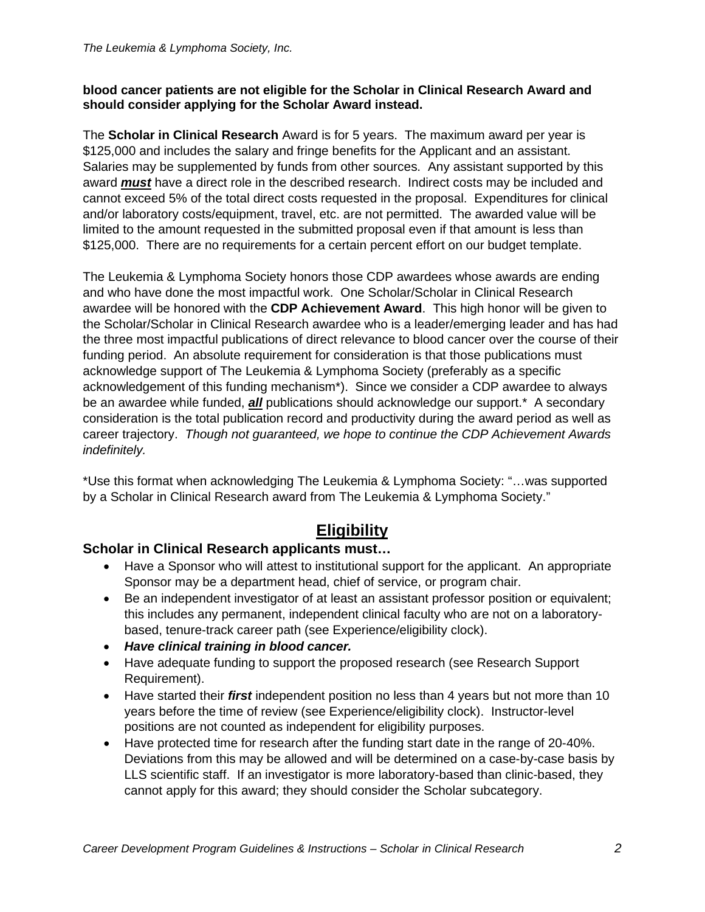**blood cancer patients are not eligible for the Scholar in Clinical Research Award and should consider applying for the Scholar Award instead.**

The **Scholar in Clinical Research** Award is for 5 years. The maximum award per year is $125,000 and includes the salary and fringe benefits for the Applicant and an assistant. Salaries may be supplemented by funds from other sources. Any assistant supported by this award ***must*** have a direct role in the described research. Indirect costs may be included and cannot exceed 5% of the total direct costs requested in the proposal. Expenditures for clinical and/or laboratory costs/equipment, travel, etc. are not permitted. The awarded value will be limited to the amount requested in the submitted proposal even if that amount is less than $125,000. There are no requirements for a certain percent effort on our budget template.

The Leukemia & Lymphoma Society honors those CDP awardees whose awards are ending and who have done the most impactful work. One Scholar/Scholar in Clinical Research awardee will be honored with the **CDP Achievement Award**. This high honor will be given to the Scholar/Scholar in Clinical Research awardee who is a leader/emerging leader and has had the three most impactful publications of direct relevance to blood cancer over the course of their funding period. An absolute requirement for consideration is that those publications must acknowledge support of The Leukemia & Lymphoma Society (preferably as a specific acknowledgement of this funding mechanism*). Since we consider a CDP awardee to always be an awardee while funded, ***all*** publications should acknowledge our support.* A secondary consideration is the total publication record and productivity during the award period as well as career trajectory. *Though not guaranteed, we hope to continue the CDP Achievement Awards indefinitely.*

*Use this format when acknowledging The Leukemia & Lymphoma Society: "…was supported by a Scholar in Clinical Research award from The Leukemia & Lymphoma Society."

## Eligibility

### Scholar in Clinical Research applicants must…

- Have a Sponsor who will attest to institutional support for the applicant. An appropriate Sponsor may be a department head, chief of service, or program chair.
- Be an independent investigator of at least an assistant professor position or equivalent; this includes any permanent, independent clinical faculty who are not on a laboratory-based, tenure-track career path (see Experience/eligibility clock).
- ***Have clinical training in blood cancer.***
- Have adequate funding to support the proposed research (see Research Support Requirement).
- Have started their ***first*** independent position no less than 4 years but not more than 10 years before the time of review (see Experience/eligibility clock). Instructor-level positions are not counted as independent for eligibility purposes.
- Have protected time for research after the funding start date in the range of 20-40%. Deviations from this may be allowed and will be determined on a case-by-case basis by LLS scientific staff. If an investigator is more laboratory-based than clinic-based, they cannot apply for this award; they should consider the Scholar subcategory.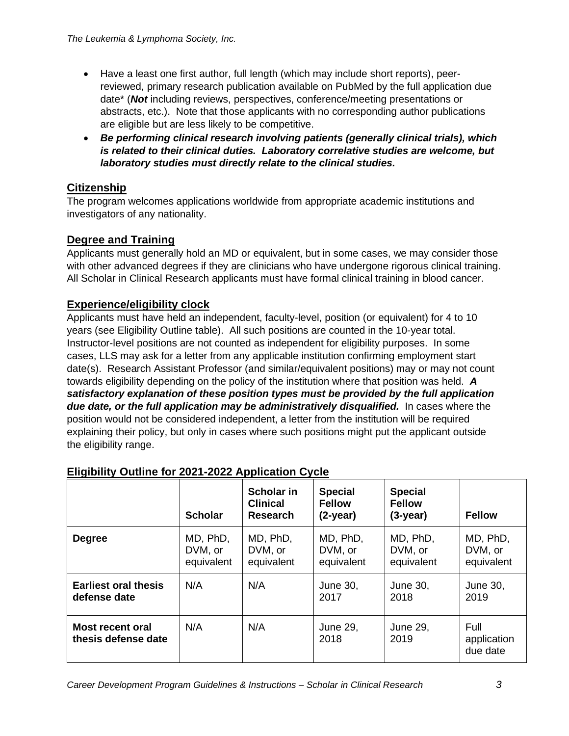- Have a least one first author, full length (which may include short reports), peer-reviewed, primary research publication available on PubMed by the full application due date* (***Not*** including reviews, perspectives, conference/meeting presentations or abstracts, etc.). Note that those applicants with no corresponding author publications are eligible but are less likely to be competitive.
- ***Be performing clinical research involving patients (generally clinical trials), which is related to their clinical duties. Laboratory correlative studies are welcome, but laboratory studies must directly relate to the clinical studies.***

## Citizenship

The program welcomes applications worldwide from appropriate academic institutions and investigators of any nationality.

## Degree and Training

Applicants must generally hold an MD or equivalent, but in some cases, we may consider those with other advanced degrees if they are clinicians who have undergone rigorous clinical training. All Scholar in Clinical Research applicants must have formal clinical training in blood cancer.

## Experience/eligibility clock

Applicants must have held an independent, faculty-level, position (or equivalent) for 4 to 10 years (see Eligibility Outline table). All such positions are counted in the 10-year total. Instructor-level positions are not counted as independent for eligibility purposes. In some cases, LLS may ask for a letter from any applicable institution confirming employment start date(s). Research Assistant Professor (and similar/equivalent positions) may or may not count towards eligibility depending on the policy of the institution where that position was held. ***A satisfactory explanation of these position types must be provided by the full application due date, or the full application may be administratively disqualified.*** In cases where the position would not be considered independent, a letter from the institution will be required explaining their policy, but only in cases where such positions might put the applicant outside the eligibility range.

## Eligibility Outline for 2021-2022 Application Cycle

| | Scholar | Scholar in Clinical Research | Special Fellow (2-year) | Special Fellow (3-year) | Fellow |
|---|---|---|---|---|---|
| **Degree** | MD, PhD, DVM, or equivalent | MD, PhD, DVM, or equivalent | MD, PhD, DVM, or equivalent | MD, PhD, DVM, or equivalent | MD, PhD, DVM, or equivalent |
| **Earliest oral thesis defense date** | N/A | N/A | June 30, 2017 | June 30, 2018 | June 30, 2019 |
| **Most recent oral thesis defense date** | N/A | N/A | June 29, 2018 | June 29, 2019 | Full application due date |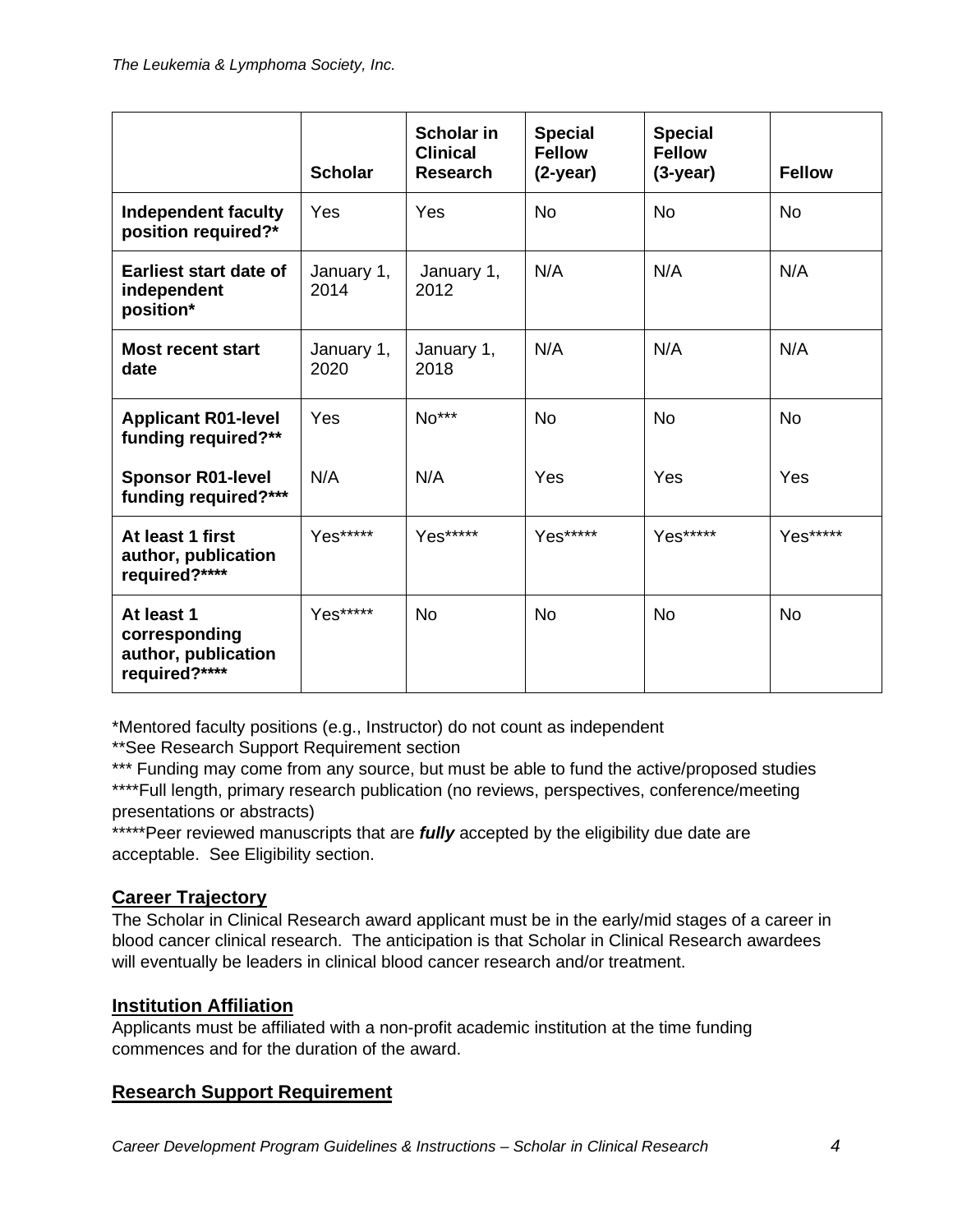|  | Scholar | Scholar in Clinical Research | Special Fellow (2-year) | Special Fellow (3-year) | Fellow |
|---|---|---|---|---|---|
| **Independent faculty position required?*** | Yes | Yes | No | No | No |
| **Earliest start date of independent position*** | January 1, 2014 | January 1, 2012 | N/A | N/A | N/A |
| **Most recent start date** | January 1, 2020 | January 1, 2018 | N/A | N/A | N/A |
| **Applicant R01-level funding required?**** | Yes | No*** | No | No | No |
| **Sponsor R01-level funding required?***** | N/A | N/A | Yes | Yes | Yes |
| **At least 1 first author, publication required?****** | Yes***** | Yes***** | Yes***** | Yes***** | Yes***** |
| **At least 1 corresponding author, publication required?****** | Yes***** | No | No | No | No |

*Mentored faculty positions (e.g., Instructor) do not count as independent

**See Research Support Requirement section

*** Funding may come from any source, but must be able to fund the active/proposed studies

****Full length, primary research publication (no reviews, perspectives, conference/meeting presentations or abstracts)

*****Peer reviewed manuscripts that are ***fully*** accepted by the eligibility due date are acceptable. See Eligibility section.

## Career Trajectory

The Scholar in Clinical Research award applicant must be in the early/mid stages of a career in blood cancer clinical research. The anticipation is that Scholar in Clinical Research awardees will eventually be leaders in clinical blood cancer research and/or treatment.

## Institution Affiliation

Applicants must be affiliated with a non-profit academic institution at the time funding commences and for the duration of the award.

## Research Support Requirement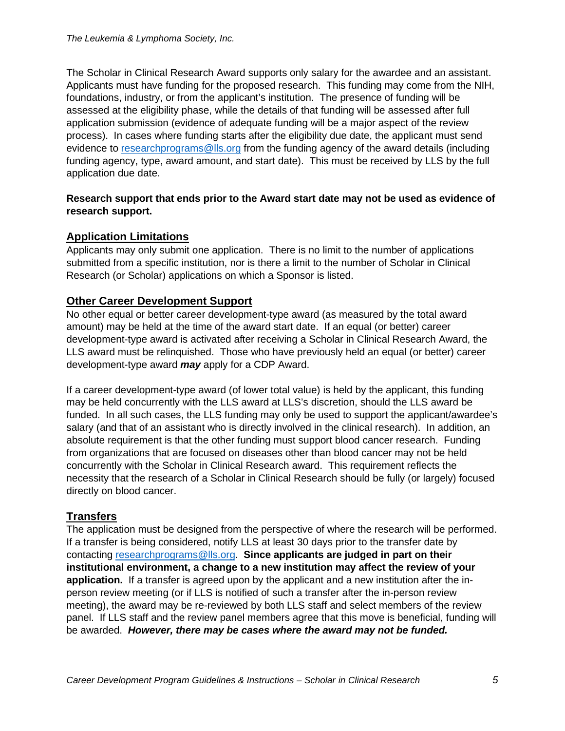The Scholar in Clinical Research Award supports only salary for the awardee and an assistant. Applicants must have funding for the proposed research. This funding may come from the NIH, foundations, industry, or from the applicant's institution. The presence of funding will be assessed at the eligibility phase, while the details of that funding will be assessed after full application submission (evidence of adequate funding will be a major aspect of the review process). In cases where funding starts after the eligibility due date, the applicant must send evidence to [researchprograms@lls.org](mailto:researchprograms@lls.org) from the funding agency of the award details (including funding agency, type, award amount, and start date). This must be received by LLS by the full application due date.

**Research support that ends prior to the Award start date may not be used as evidence of research support.**

## Application Limitations

Applicants may only submit one application. There is no limit to the number of applications submitted from a specific institution, nor is there a limit to the number of Scholar in Clinical Research (or Scholar) applications on which a Sponsor is listed.

## Other Career Development Support

No other equal or better career development-type award (as measured by the total award amount) may be held at the time of the award start date. If an equal (or better) career development-type award is activated after receiving a Scholar in Clinical Research Award, the LLS award must be relinquished. Those who have previously held an equal (or better) career development-type award ***may*** apply for a CDP Award.

If a career development-type award (of lower total value) is held by the applicant, this funding may be held concurrently with the LLS award at LLS's discretion, should the LLS award be funded. In all such cases, the LLS funding may only be used to support the applicant/awardee's salary (and that of an assistant who is directly involved in the clinical research). In addition, an absolute requirement is that the other funding must support blood cancer research. Funding from organizations that are focused on diseases other than blood cancer may not be held concurrently with the Scholar in Clinical Research award. This requirement reflects the necessity that the research of a Scholar in Clinical Research should be fully (or largely) focused directly on blood cancer.

## Transfers

The application must be designed from the perspective of where the research will be performed. If a transfer is being considered, notify LLS at least 30 days prior to the transfer date by contacting [researchprograms@lls.org](mailto:researchprograms@lls.org). **Since applicants are judged in part on their institutional environment, a change to a new institution may affect the review of your application.** If a transfer is agreed upon by the applicant and a new institution after the in-person review meeting (or if LLS is notified of such a transfer after the in-person review meeting), the award may be re-reviewed by both LLS staff and select members of the review panel. If LLS staff and the review panel members agree that this move is beneficial, funding will be awarded. ***However, there may be cases where the award may not be funded.***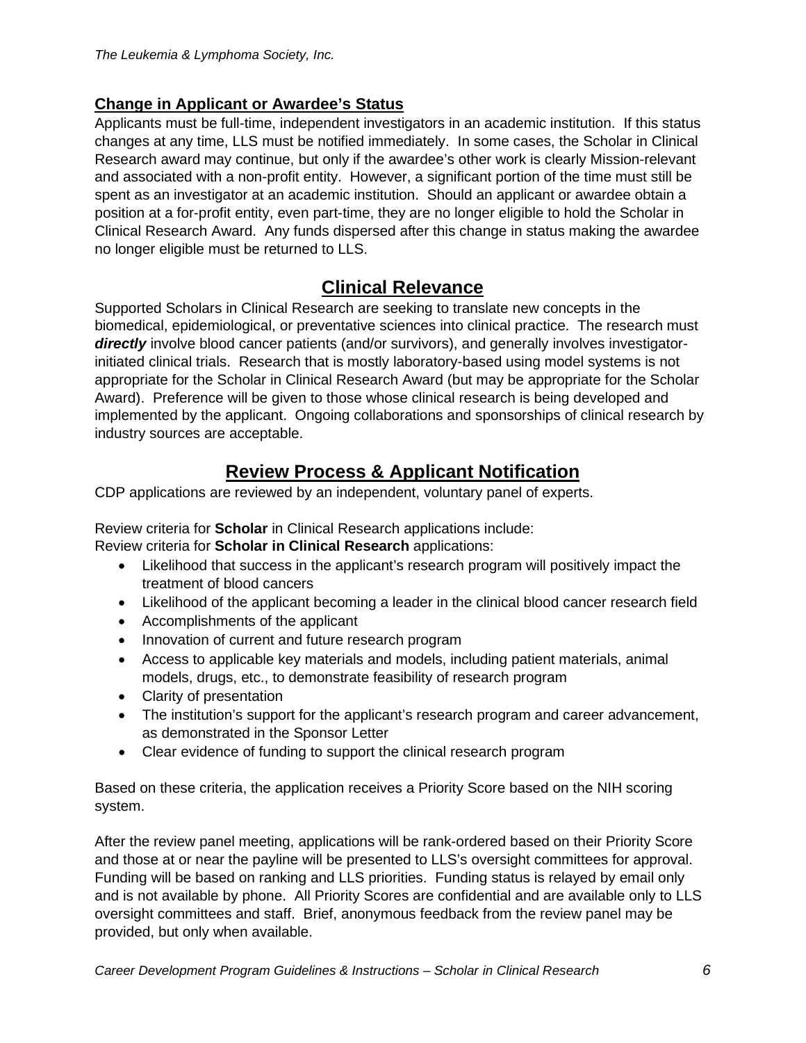### Change in Applicant or Awardee's Status

Applicants must be full-time, independent investigators in an academic institution. If this status changes at any time, LLS must be notified immediately. In some cases, the Scholar in Clinical Research award may continue, but only if the awardee's other work is clearly Mission-relevant and associated with a non-profit entity. However, a significant portion of the time must still be spent as an investigator at an academic institution. Should an applicant or awardee obtain a position at a for-profit entity, even part-time, they are no longer eligible to hold the Scholar in Clinical Research Award. Any funds dispersed after this change in status making the awardee no longer eligible must be returned to LLS.

## Clinical Relevance

Supported Scholars in Clinical Research are seeking to translate new concepts in the biomedical, epidemiological, or preventative sciences into clinical practice. The research must ***directly*** involve blood cancer patients (and/or survivors), and generally involves investigator-initiated clinical trials. Research that is mostly laboratory-based using model systems is not appropriate for the Scholar in Clinical Research Award (but may be appropriate for the Scholar Award). Preference will be given to those whose clinical research is being developed and implemented by the applicant. Ongoing collaborations and sponsorships of clinical research by industry sources are acceptable.

## Review Process & Applicant Notification

CDP applications are reviewed by an independent, voluntary panel of experts.

Review criteria for **Scholar** in Clinical Research applications include:
Review criteria for **Scholar in Clinical Research** applications:

- Likelihood that success in the applicant's research program will positively impact the treatment of blood cancers
- Likelihood of the applicant becoming a leader in the clinical blood cancer research field
- Accomplishments of the applicant
- Innovation of current and future research program
- Access to applicable key materials and models, including patient materials, animal models, drugs, etc., to demonstrate feasibility of research program
- Clarity of presentation
- The institution's support for the applicant's research program and career advancement, as demonstrated in the Sponsor Letter
- Clear evidence of funding to support the clinical research program

Based on these criteria, the application receives a Priority Score based on the NIH scoring system.

After the review panel meeting, applications will be rank-ordered based on their Priority Score and those at or near the payline will be presented to LLS's oversight committees for approval. Funding will be based on ranking and LLS priorities. Funding status is relayed by email only and is not available by phone. All Priority Scores are confidential and are available only to LLS oversight committees and staff. Brief, anonymous feedback from the review panel may be provided, but only when available.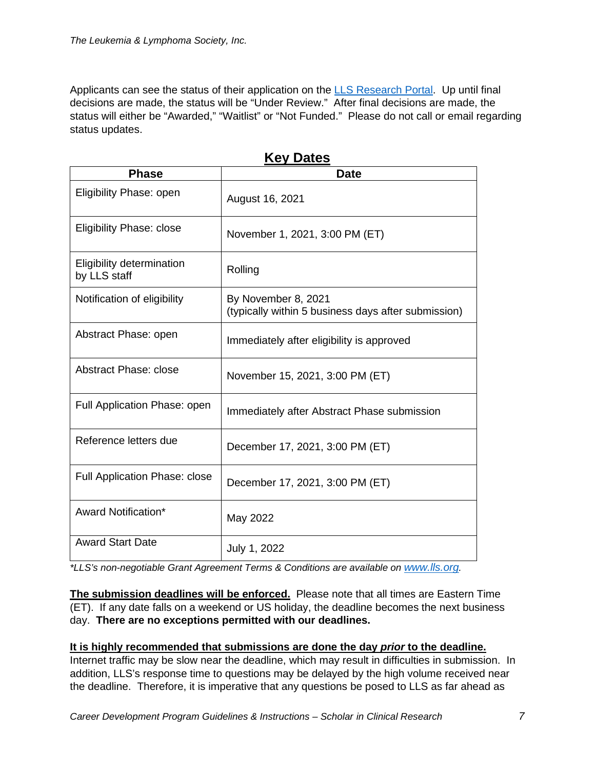Applicants can see the status of their application on the [LLS Research Portal](). Up until final decisions are made, the status will be "Under Review." After final decisions are made, the status will either be "Awarded," "Waitlist" or "Not Funded." Please do not call or email regarding status updates.

## Key Dates

| Phase | Date |
| --- | --- |
| Eligibility Phase: open | August 16, 2021 |
| Eligibility Phase: close | November 1, 2021, 3:00 PM (ET) |
| Eligibility determination by LLS staff | Rolling |
| Notification of eligibility | By November 8, 2021 (typically within 5 business days after submission) |
| Abstract Phase: open | Immediately after eligibility is approved |
| Abstract Phase: close | November 15, 2021, 3:00 PM (ET) |
| Full Application Phase: open | Immediately after Abstract Phase submission |
| Reference letters due | December 17, 2021, 3:00 PM (ET) |
| Full Application Phase: close | December 17, 2021, 3:00 PM (ET) |
| Award Notification* | May 2022 |
| Award Start Date | July 1, 2022 |

*\*LLS's non-negotiable Grant Agreement Terms & Conditions are available on [www.lls.org](www.lls.org).*

**The submission deadlines will be enforced.** Please note that all times are Eastern Time (ET). If any date falls on a weekend or US holiday, the deadline becomes the next business day. **There are no exceptions permitted with our deadlines.**

**It is highly recommended that submissions are done the day *prior* to the deadline.** Internet traffic may be slow near the deadline, which may result in difficulties in submission. In addition, LLS's response time to questions may be delayed by the high volume received near the deadline. Therefore, it is imperative that any questions be posed to LLS as far ahead as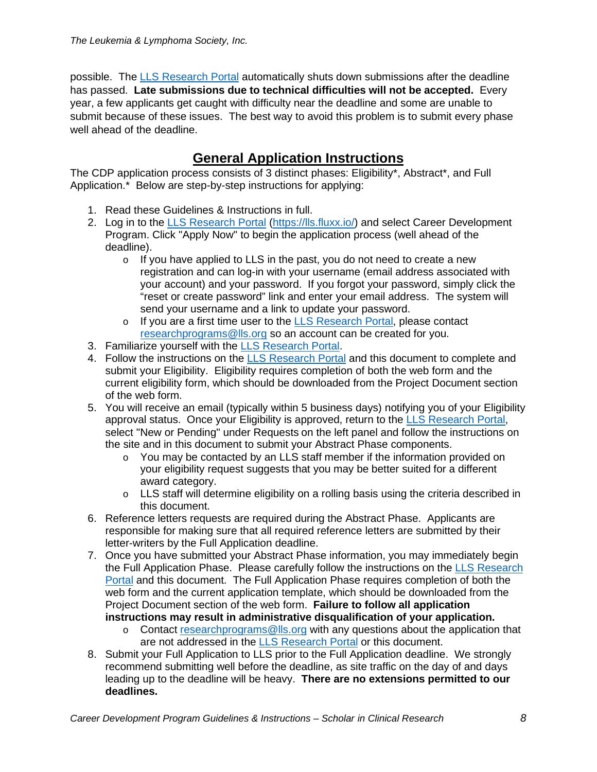possible. The [LLS Research Portal](https://lls.fluxx.io/) automatically shuts down submissions after the deadline has passed. **Late submissions due to technical difficulties will not be accepted.** Every year, a few applicants get caught with difficulty near the deadline and some are unable to submit because of these issues. The best way to avoid this problem is to submit every phase well ahead of the deadline.

## General Application Instructions

The CDP application process consists of 3 distinct phases: Eligibility*, Abstract*, and Full Application.* Below are step-by-step instructions for applying:

1. Read these Guidelines & Instructions in full.
2. Log in to the [LLS Research Portal](https://lls.fluxx.io/) (https://lls.fluxx.io/) and select Career Development Program. Click "Apply Now" to begin the application process (well ahead of the deadline).
   - If you have applied to LLS in the past, you do not need to create a new registration and can log-in with your username (email address associated with your account) and your password. If you forgot your password, simply click the "reset or create password" link and enter your email address. The system will send your username and a link to update your password.
   - If you are a first time user to the [LLS Research Portal](https://lls.fluxx.io/), please contact researchprograms@lls.org so an account can be created for you.
3. Familiarize yourself with the [LLS Research Portal](https://lls.fluxx.io/).
4. Follow the instructions on the [LLS Research Portal](https://lls.fluxx.io/) and this document to complete and submit your Eligibility. Eligibility requires completion of both the web form and the current eligibility form, which should be downloaded from the Project Document section of the web form.
5. You will receive an email (typically within 5 business days) notifying you of your Eligibility approval status. Once your Eligibility is approved, return to the [LLS Research Portal](https://lls.fluxx.io/), select "New or Pending" under Requests on the left panel and follow the instructions on the site and in this document to submit your Abstract Phase components.
   - You may be contacted by an LLS staff member if the information provided on your eligibility request suggests that you may be better suited for a different award category.
   - LLS staff will determine eligibility on a rolling basis using the criteria described in this document.
6. Reference letters requests are required during the Abstract Phase. Applicants are responsible for making sure that all required reference letters are submitted by their letter-writers by the Full Application deadline.
7. Once you have submitted your Abstract Phase information, you may immediately begin the Full Application Phase. Please carefully follow the instructions on the [LLS Research Portal](https://lls.fluxx.io/) and this document. The Full Application Phase requires completion of both the web form and the current application template, which should be downloaded from the Project Document section of the web form. **Failure to follow all application instructions may result in administrative disqualification of your application.**
   - Contact researchprograms@lls.org with any questions about the application that are not addressed in the [LLS Research Portal](https://lls.fluxx.io/) or this document.
8. Submit your Full Application to LLS prior to the Full Application deadline. We strongly recommend submitting well before the deadline, as site traffic on the day of and days leading up to the deadline will be heavy. **There are no extensions permitted to our deadlines.**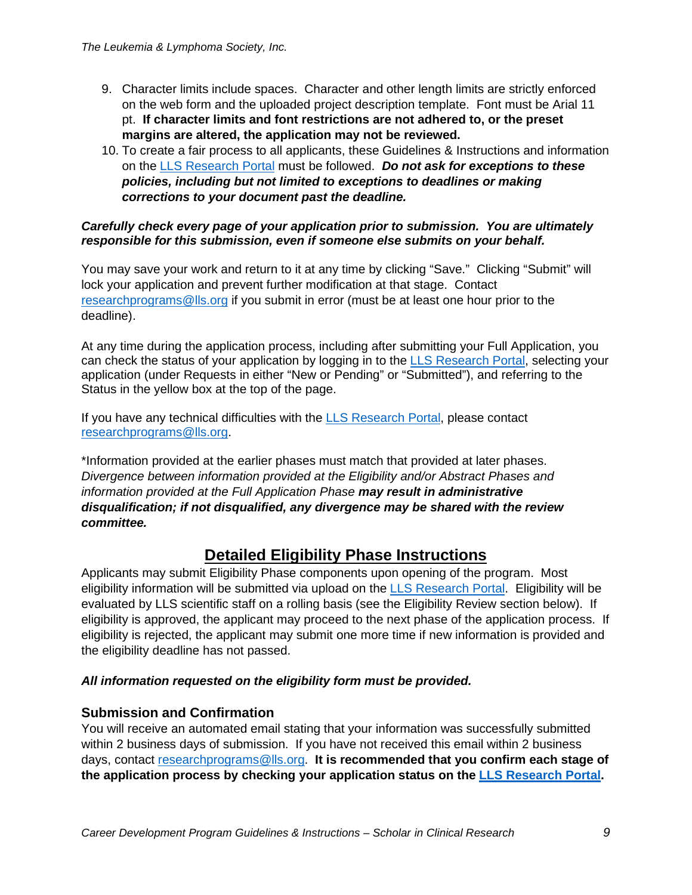9. Character limits include spaces. Character and other length limits are strictly enforced on the web form and the uploaded project description template. Font must be Arial 11 pt. **If character limits and font restrictions are not adhered to, or the preset margins are altered, the application may not be reviewed.**
10. To create a fair process to all applicants, these Guidelines & Instructions and information on the [LLS Research Portal](LLS Research Portal) must be followed. ***Do not ask for exceptions to these policies, including but not limited to exceptions to deadlines or making corrections to your document past the deadline.***

***Carefully check every page of your application prior to submission. You are ultimately responsible for this submission, even if someone else submits on your behalf.***

You may save your work and return to it at any time by clicking "Save." Clicking "Submit" will lock your application and prevent further modification at that stage. Contact researchprograms@lls.org if you submit in error (must be at least one hour prior to the deadline).

At any time during the application process, including after submitting your Full Application, you can check the status of your application by logging in to the LLS Research Portal, selecting your application (under Requests in either "New or Pending" or "Submitted"), and referring to the Status in the yellow box at the top of the page.

If you have any technical difficulties with the LLS Research Portal, please contact researchprograms@lls.org.

*Information provided at the earlier phases must match that provided at later phases. *Divergence between information provided at the Eligibility and/or Abstract Phases and information provided at the Full Application Phase* ***may result in administrative disqualification; if not disqualified, any divergence may be shared with the review committee.***

# Detailed Eligibility Phase Instructions

Applicants may submit Eligibility Phase components upon opening of the program. Most eligibility information will be submitted via upload on the LLS Research Portal. Eligibility will be evaluated by LLS scientific staff on a rolling basis (see the Eligibility Review section below). If eligibility is approved, the applicant may proceed to the next phase of the application process. If eligibility is rejected, the applicant may submit one more time if new information is provided and the eligibility deadline has not passed.

***All information requested on the eligibility form must be provided.***

## Submission and Confirmation

You will receive an automated email stating that your information was successfully submitted within 2 business days of submission. If you have not received this email within 2 business days, contact researchprograms@lls.org. **It is recommended that you confirm each stage of the application process by checking your application status on the LLS Research Portal.**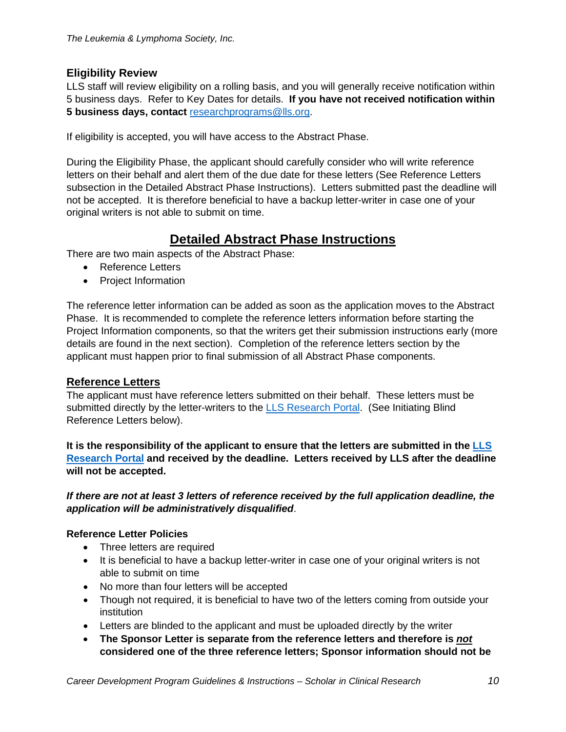### Eligibility Review

LLS staff will review eligibility on a rolling basis, and you will generally receive notification within 5 business days. Refer to Key Dates for details. **If you have not received notification within 5 business days, contact** [researchprograms@lls.org](mailto:researchprograms@lls.org).

If eligibility is accepted, you will have access to the Abstract Phase.

During the Eligibility Phase, the applicant should carefully consider who will write reference letters on their behalf and alert them of the due date for these letters (See Reference Letters subsection in the Detailed Abstract Phase Instructions). Letters submitted past the deadline will not be accepted. It is therefore beneficial to have a backup letter-writer in case one of your original writers is not able to submit on time.

## Detailed Abstract Phase Instructions

There are two main aspects of the Abstract Phase:

- Reference Letters
- Project Information

The reference letter information can be added as soon as the application moves to the Abstract Phase. It is recommended to complete the reference letters information before starting the Project Information components, so that the writers get their submission instructions early (more details are found in the next section). Completion of the reference letters section by the applicant must happen prior to final submission of all Abstract Phase components.

### Reference Letters

The applicant must have reference letters submitted on their behalf. These letters must be submitted directly by the letter-writers to the LLS Research Portal. (See Initiating Blind Reference Letters below).

**It is the responsibility of the applicant to ensure that the letters are submitted in the LLS Research Portal and received by the deadline. Letters received by LLS after the deadline will not be accepted.**

***If there are not at least 3 letters of reference received by the full application deadline, the application will be administratively disqualified***.

**Reference Letter Policies**

- Three letters are required
- It is beneficial to have a backup letter-writer in case one of your original writers is not able to submit on time
- No more than four letters will be accepted
- Though not required, it is beneficial to have two of the letters coming from outside your institution
- Letters are blinded to the applicant and must be uploaded directly by the writer
- **The Sponsor Letter is separate from the reference letters and therefore is *not* considered one of the three reference letters; Sponsor information should not be**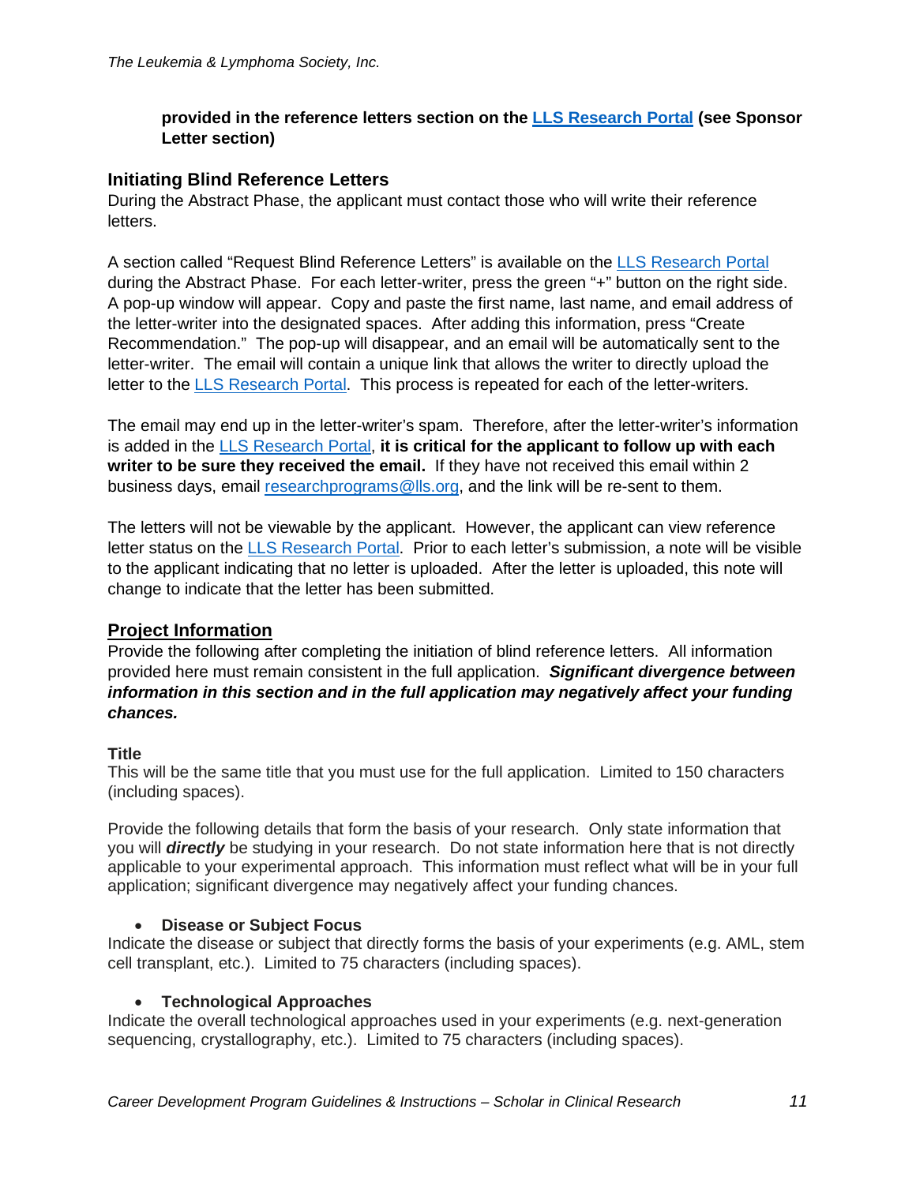**provided in the reference letters section on the [LLS Research Portal](#) (see Sponsor Letter section)**

### Initiating Blind Reference Letters

During the Abstract Phase, the applicant must contact those who will write their reference letters.

A section called "Request Blind Reference Letters" is available on the [LLS Research Portal](#) during the Abstract Phase. For each letter-writer, press the green "+" button on the right side. A pop-up window will appear. Copy and paste the first name, last name, and email address of the letter-writer into the designated spaces. After adding this information, press "Create Recommendation." The pop-up will disappear, and an email will be automatically sent to the letter-writer. The email will contain a unique link that allows the writer to directly upload the letter to the [LLS Research Portal](#). This process is repeated for each of the letter-writers.

The email may end up in the letter-writer's spam. Therefore, after the letter-writer's information is added in the [LLS Research Portal](#), **it is critical for the applicant to follow up with each writer to be sure they received the email.** If they have not received this email within 2 business days, email [researchprograms@lls.org](mailto:researchprograms@lls.org), and the link will be re-sent to them.

The letters will not be viewable by the applicant. However, the applicant can view reference letter status on the [LLS Research Portal](#). Prior to each letter's submission, a note will be visible to the applicant indicating that no letter is uploaded. After the letter is uploaded, this note will change to indicate that the letter has been submitted.

## Project Information

Provide the following after completing the initiation of blind reference letters. All information provided here must remain consistent in the full application. ***Significant divergence between information in this section and in the full application may negatively affect your funding chances.***

#### Title

This will be the same title that you must use for the full application. Limited to 150 characters (including spaces).

Provide the following details that form the basis of your research. Only state information that you will ***directly*** be studying in your research. Do not state information here that is not directly applicable to your experimental approach. This information must reflect what will be in your full application; significant divergence may negatively affect your funding chances.

- **Disease or Subject Focus**

Indicate the disease or subject that directly forms the basis of your experiments (e.g. AML, stem cell transplant, etc.). Limited to 75 characters (including spaces).

- **Technological Approaches**

Indicate the overall technological approaches used in your experiments (e.g. next-generation sequencing, crystallography, etc.). Limited to 75 characters (including spaces).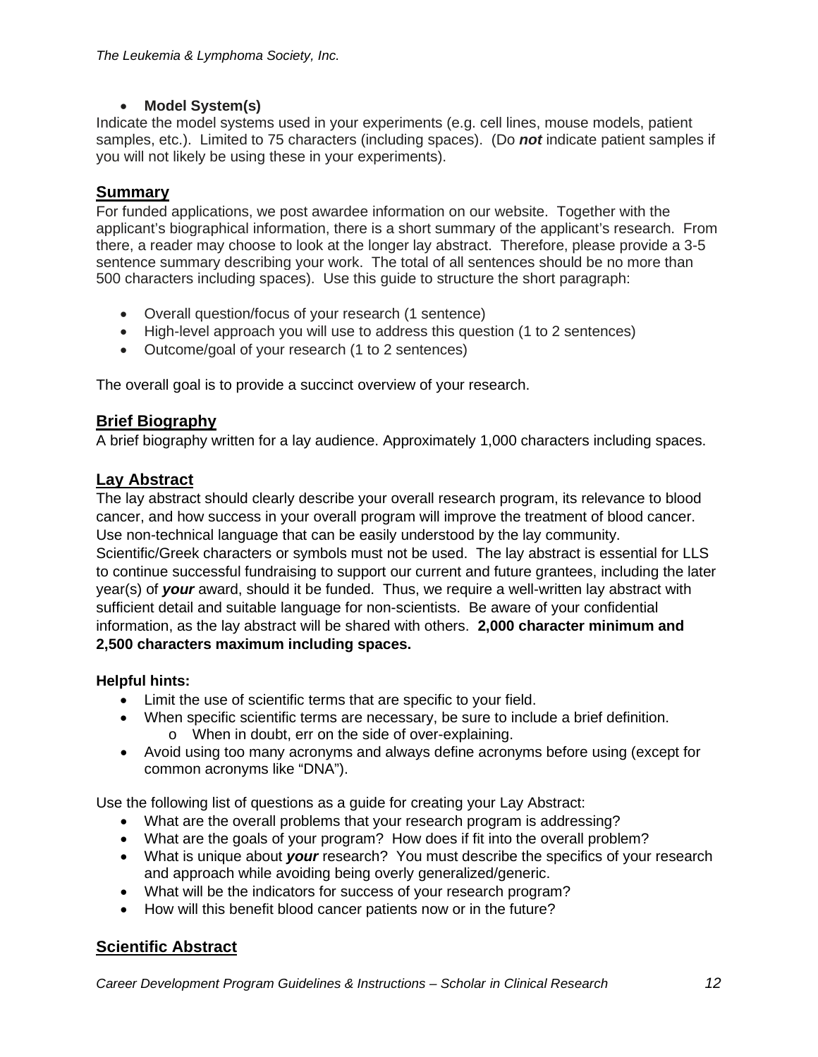- **Model System(s)**

Indicate the model systems used in your experiments (e.g. cell lines, mouse models, patient samples, etc.). Limited to 75 characters (including spaces). (Do ***not*** indicate patient samples if you will not likely be using these in your experiments).

## Summary

For funded applications, we post awardee information on our website. Together with the applicant's biographical information, there is a short summary of the applicant's research. From there, a reader may choose to look at the longer lay abstract. Therefore, please provide a 3-5 sentence summary describing your work. The total of all sentences should be no more than 500 characters including spaces). Use this guide to structure the short paragraph:

- Overall question/focus of your research (1 sentence)
- High-level approach you will use to address this question (1 to 2 sentences)
- Outcome/goal of your research (1 to 2 sentences)

The overall goal is to provide a succinct overview of your research.

## Brief Biography

A brief biography written for a lay audience. Approximately 1,000 characters including spaces.

## Lay Abstract

The lay abstract should clearly describe your overall research program, its relevance to blood cancer, and how success in your overall program will improve the treatment of blood cancer. Use non-technical language that can be easily understood by the lay community. Scientific/Greek characters or symbols must not be used. The lay abstract is essential for LLS to continue successful fundraising to support our current and future grantees, including the later year(s) of ***your*** award, should it be funded. Thus, we require a well-written lay abstract with sufficient detail and suitable language for non-scientists. Be aware of your confidential information, as the lay abstract will be shared with others. **2,000 character minimum and 2,500 characters maximum including spaces.**

**Helpful hints:**

- Limit the use of scientific terms that are specific to your field.
- When specific scientific terms are necessary, be sure to include a brief definition.
  - When in doubt, err on the side of over-explaining.
- Avoid using too many acronyms and always define acronyms before using (except for common acronyms like "DNA").

Use the following list of questions as a guide for creating your Lay Abstract:

- What are the overall problems that your research program is addressing?
- What are the goals of your program? How does if fit into the overall problem?
- What is unique about ***your*** research? You must describe the specifics of your research and approach while avoiding being overly generalized/generic.
- What will be the indicators for success of your research program?
- How will this benefit blood cancer patients now or in the future?

## Scientific Abstract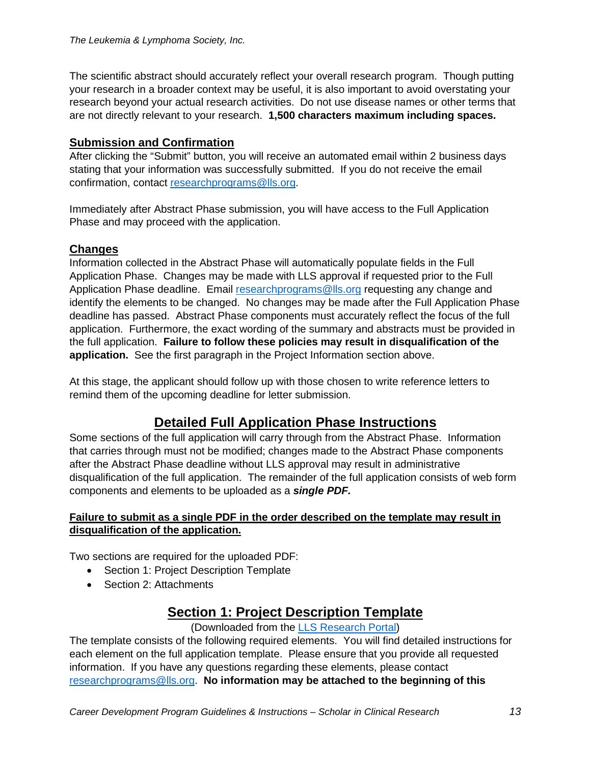The scientific abstract should accurately reflect your overall research program. Though putting your research in a broader context may be useful, it is also important to avoid overstating your research beyond your actual research activities. Do not use disease names or other terms that are not directly relevant to your research. **1,500 characters maximum including spaces.**

## Submission and Confirmation

After clicking the "Submit" button, you will receive an automated email within 2 business days stating that your information was successfully submitted. If you do not receive the email confirmation, contact [researchprograms@lls.org](mailto:researchprograms@lls.org).

Immediately after Abstract Phase submission, you will have access to the Full Application Phase and may proceed with the application.

## Changes

Information collected in the Abstract Phase will automatically populate fields in the Full Application Phase. Changes may be made with LLS approval if requested prior to the Full Application Phase deadline. Email [researchprograms@lls.org](mailto:researchprograms@lls.org) requesting any change and identify the elements to be changed. No changes may be made after the Full Application Phase deadline has passed. Abstract Phase components must accurately reflect the focus of the full application. Furthermore, the exact wording of the summary and abstracts must be provided in the full application. **Failure to follow these policies may result in disqualification of the application.** See the first paragraph in the Project Information section above.

At this stage, the applicant should follow up with those chosen to write reference letters to remind them of the upcoming deadline for letter submission.

# Detailed Full Application Phase Instructions

Some sections of the full application will carry through from the Abstract Phase. Information that carries through must not be modified; changes made to the Abstract Phase components after the Abstract Phase deadline without LLS approval may result in administrative disqualification of the full application. The remainder of the full application consists of web form components and elements to be uploaded as a ***single PDF.***

**Failure to submit as a single PDF in the order described on the template may result in disqualification of the application.**

Two sections are required for the uploaded PDF:

- Section 1: Project Description Template
- Section 2: Attachments

# Section 1: Project Description Template

(Downloaded from the LLS Research Portal)

The template consists of the following required elements. You will find detailed instructions for each element on the full application template. Please ensure that you provide all requested information. If you have any questions regarding these elements, please contact [researchprograms@lls.org](mailto:researchprograms@lls.org). **No information may be attached to the beginning of this**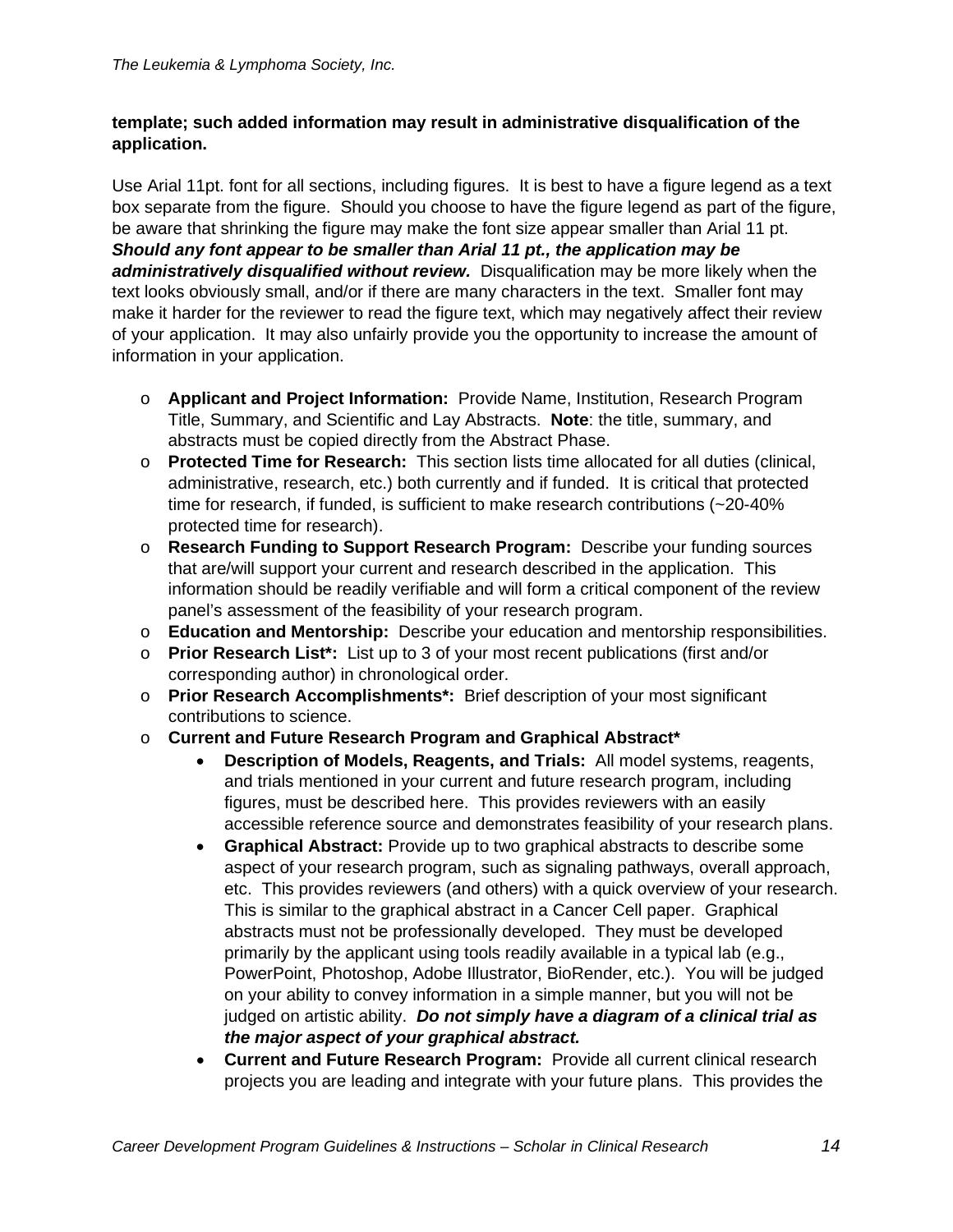**template; such added information may result in administrative disqualification of the application.**

Use Arial 11pt. font for all sections, including figures. It is best to have a figure legend as a text box separate from the figure. Should you choose to have the figure legend as part of the figure, be aware that shrinking the figure may make the font size appear smaller than Arial 11 pt. ***Should any font appear to be smaller than Arial 11 pt., the application may be administratively disqualified without review.*** Disqualification may be more likely when the text looks obviously small, and/or if there are many characters in the text. Smaller font may make it harder for the reviewer to read the figure text, which may negatively affect their review of your application. It may also unfairly provide you the opportunity to increase the amount of information in your application.

- **Applicant and Project Information:** Provide Name, Institution, Research Program Title, Summary, and Scientific and Lay Abstracts. **Note**: the title, summary, and abstracts must be copied directly from the Abstract Phase.
- **Protected Time for Research:** This section lists time allocated for all duties (clinical, administrative, research, etc.) both currently and if funded. It is critical that protected time for research, if funded, is sufficient to make research contributions (~20-40% protected time for research).
- **Research Funding to Support Research Program:** Describe your funding sources that are/will support your current and research described in the application. This information should be readily verifiable and will form a critical component of the review panel's assessment of the feasibility of your research program.
- **Education and Mentorship:** Describe your education and mentorship responsibilities.
- **Prior Research List*:** List up to 3 of your most recent publications (first and/or corresponding author) in chronological order.
- **Prior Research Accomplishments*:** Brief description of your most significant contributions to science.
- **Current and Future Research Program and Graphical Abstract***
  - **Description of Models, Reagents, and Trials:** All model systems, reagents, and trials mentioned in your current and future research program, including figures, must be described here. This provides reviewers with an easily accessible reference source and demonstrates feasibility of your research plans.
  - **Graphical Abstract:** Provide up to two graphical abstracts to describe some aspect of your research program, such as signaling pathways, overall approach, etc. This provides reviewers (and others) with a quick overview of your research. This is similar to the graphical abstract in a Cancer Cell paper. Graphical abstracts must not be professionally developed. They must be developed primarily by the applicant using tools readily available in a typical lab (e.g., PowerPoint, Photoshop, Adobe Illustrator, BioRender, etc.). You will be judged on your ability to convey information in a simple manner, but you will not be judged on artistic ability. ***Do not simply have a diagram of a clinical trial as the major aspect of your graphical abstract.***
  - **Current and Future Research Program:** Provide all current clinical research projects you are leading and integrate with your future plans. This provides the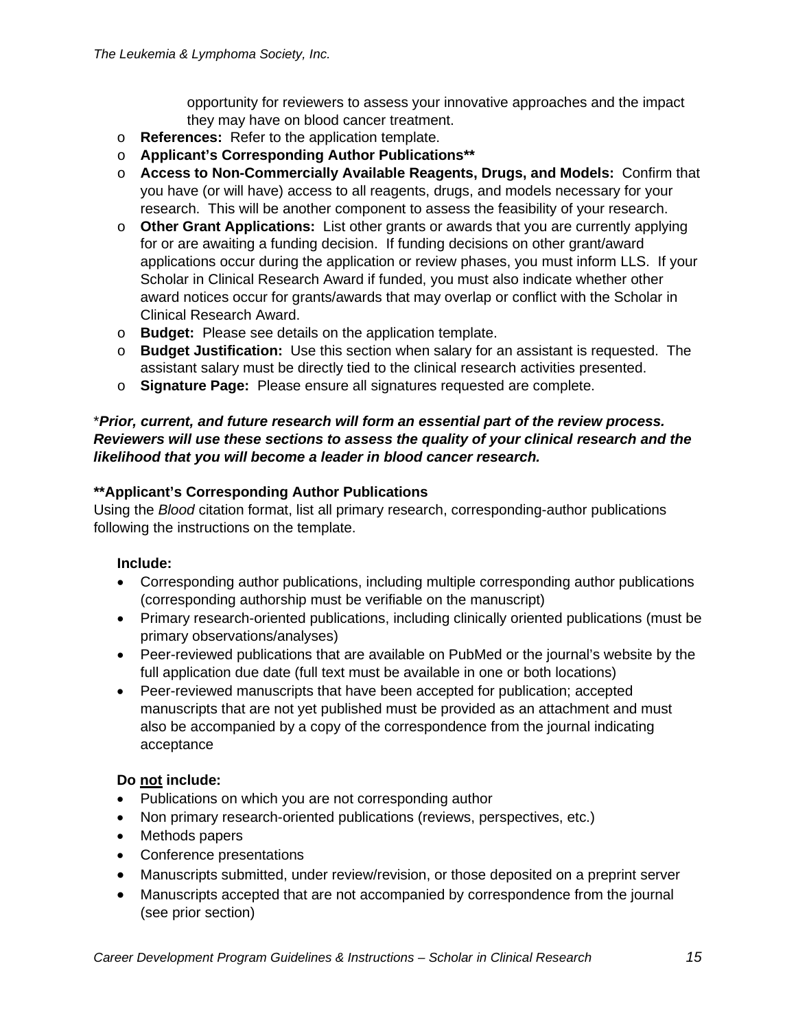opportunity for reviewers to assess your innovative approaches and the impact they may have on blood cancer treatment.

- **References:** Refer to the application template.
- **Applicant's Corresponding Author Publications****
- **Access to Non-Commercially Available Reagents, Drugs, and Models:** Confirm that you have (or will have) access to all reagents, drugs, and models necessary for your research. This will be another component to assess the feasibility of your research.
- **Other Grant Applications:** List other grants or awards that you are currently applying for or are awaiting a funding decision. If funding decisions on other grant/award applications occur during the application or review phases, you must inform LLS. If your Scholar in Clinical Research Award if funded, you must also indicate whether other award notices occur for grants/awards that may overlap or conflict with the Scholar in Clinical Research Award.
- **Budget:** Please see details on the application template.
- **Budget Justification:** Use this section when salary for an assistant is requested. The assistant salary must be directly tied to the clinical research activities presented.
- **Signature Page:** Please ensure all signatures requested are complete.

\****Prior, current, and future research will form an essential part of the review process. Reviewers will use these sections to assess the quality of your clinical research and the likelihood that you will become a leader in blood cancer research.***

**\*\*Applicant's Corresponding Author Publications**

Using the *Blood* citation format, list all primary research, corresponding-author publications following the instructions on the template.

**Include:**

- Corresponding author publications, including multiple corresponding author publications (corresponding authorship must be verifiable on the manuscript)
- Primary research-oriented publications, including clinically oriented publications (must be primary observations/analyses)
- Peer-reviewed publications that are available on PubMed or the journal's website by the full application due date (full text must be available in one or both locations)
- Peer-reviewed manuscripts that have been accepted for publication; accepted manuscripts that are not yet published must be provided as an attachment and must also be accompanied by a copy of the correspondence from the journal indicating acceptance

**Do <u>not</u> include:**

- Publications on which you are not corresponding author
- Non primary research-oriented publications (reviews, perspectives, etc.)
- Methods papers
- Conference presentations
- Manuscripts submitted, under review/revision, or those deposited on a preprint server
- Manuscripts accepted that are not accompanied by correspondence from the journal (see prior section)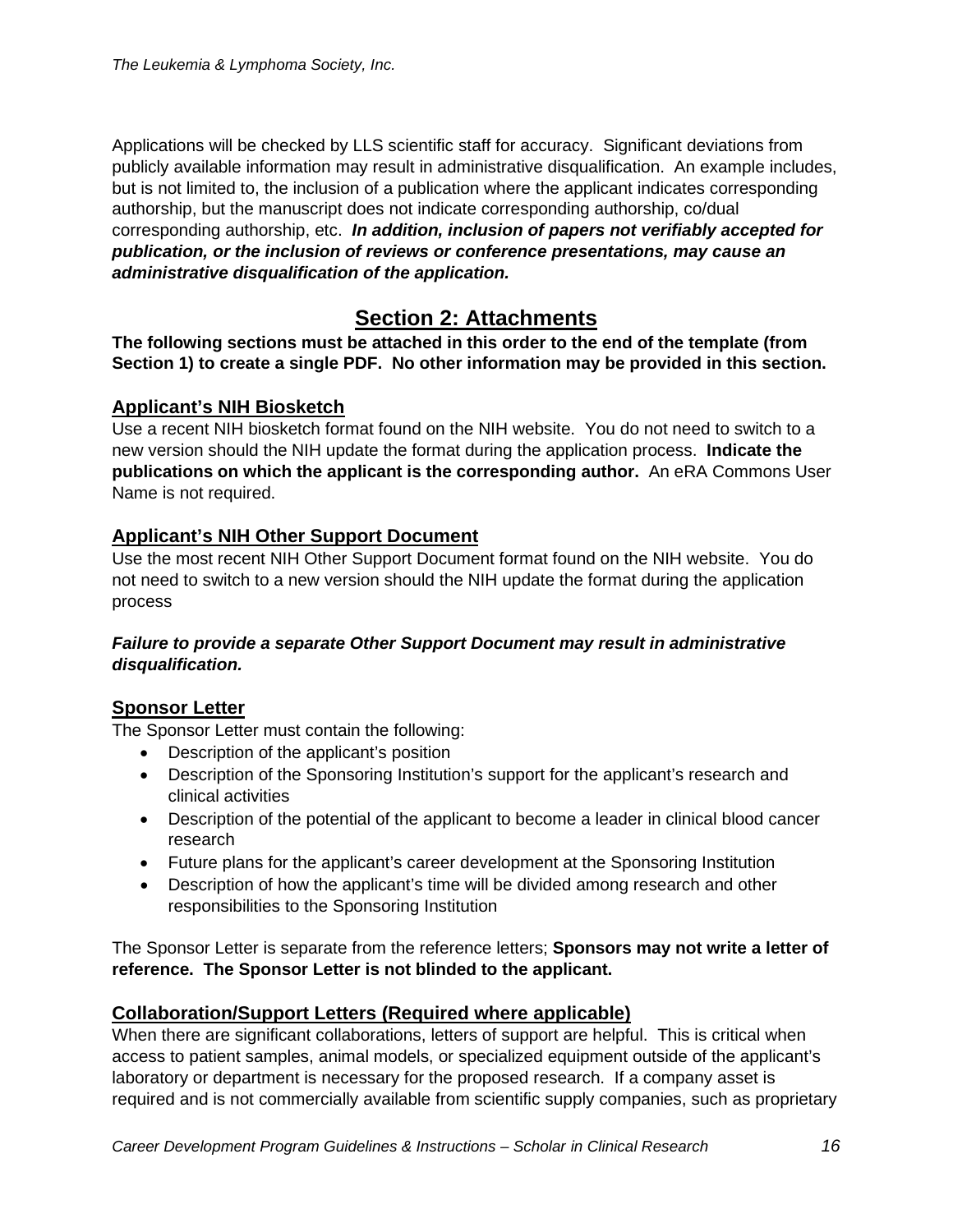Applications will be checked by LLS scientific staff for accuracy. Significant deviations from publicly available information may result in administrative disqualification. An example includes, but is not limited to, the inclusion of a publication where the applicant indicates corresponding authorship, but the manuscript does not indicate corresponding authorship, co/dual corresponding authorship, etc. ***In addition, inclusion of papers not verifiably accepted for publication, or the inclusion of reviews or conference presentations, may cause an administrative disqualification of the application.***

## Section 2: Attachments

**The following sections must be attached in this order to the end of the template (from Section 1) to create a single PDF. No other information may be provided in this section.**

### Applicant's NIH Biosketch

Use a recent NIH biosketch format found on the NIH website. You do not need to switch to a new version should the NIH update the format during the application process. **Indicate the publications on which the applicant is the corresponding author.** An eRA Commons User Name is not required.

### Applicant's NIH Other Support Document

Use the most recent NIH Other Support Document format found on the NIH website. You do not need to switch to a new version should the NIH update the format during the application process

***Failure to provide a separate Other Support Document may result in administrative disqualification.***

### Sponsor Letter

The Sponsor Letter must contain the following:

- Description of the applicant's position
- Description of the Sponsoring Institution's support for the applicant's research and clinical activities
- Description of the potential of the applicant to become a leader in clinical blood cancer research
- Future plans for the applicant's career development at the Sponsoring Institution
- Description of how the applicant's time will be divided among research and other responsibilities to the Sponsoring Institution

The Sponsor Letter is separate from the reference letters; **Sponsors may not write a letter of reference. The Sponsor Letter is not blinded to the applicant.**

### Collaboration/Support Letters (Required where applicable)

When there are significant collaborations, letters of support are helpful. This is critical when access to patient samples, animal models, or specialized equipment outside of the applicant's laboratory or department is necessary for the proposed research. If a company asset is required and is not commercially available from scientific supply companies, such as proprietary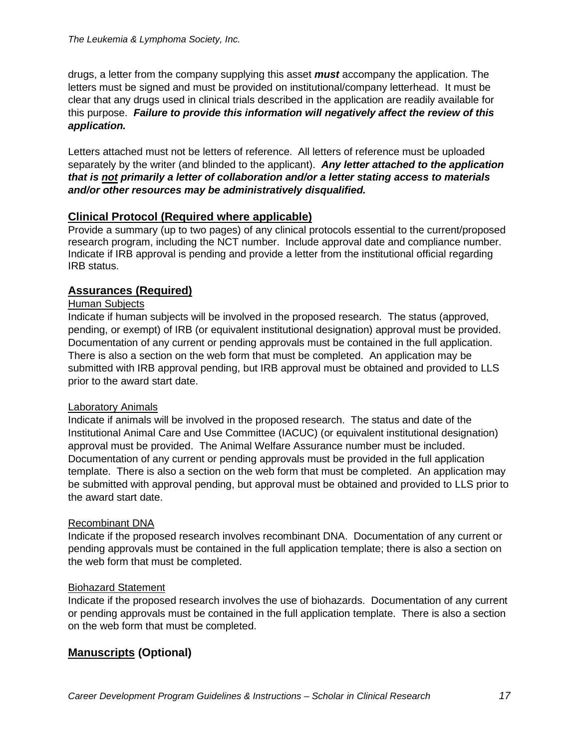drugs, a letter from the company supplying this asset ***must*** accompany the application. The letters must be signed and must be provided on institutional/company letterhead. It must be clear that any drugs used in clinical trials described in the application are readily available for this purpose. ***Failure to provide this information will negatively affect the review of this application.***

Letters attached must not be letters of reference. All letters of reference must be uploaded separately by the writer (and blinded to the applicant). ***Any letter attached to the application that is <u>not</u> primarily a letter of collaboration and/or a letter stating access to materials and/or other resources may be administratively disqualified.***

## Clinical Protocol (Required where applicable)

Provide a summary (up to two pages) of any clinical protocols essential to the current/proposed research program, including the NCT number. Include approval date and compliance number. Indicate if IRB approval is pending and provide a letter from the institutional official regarding IRB status.

## Assurances (Required)

### Human Subjects

Indicate if human subjects will be involved in the proposed research. The status (approved, pending, or exempt) of IRB (or equivalent institutional designation) approval must be provided. Documentation of any current or pending approvals must be contained in the full application. There is also a section on the web form that must be completed. An application may be submitted with IRB approval pending, but IRB approval must be obtained and provided to LLS prior to the award start date.

### Laboratory Animals

Indicate if animals will be involved in the proposed research. The status and date of the Institutional Animal Care and Use Committee (IACUC) (or equivalent institutional designation) approval must be provided. The Animal Welfare Assurance number must be included. Documentation of any current or pending approvals must be provided in the full application template. There is also a section on the web form that must be completed. An application may be submitted with approval pending, but approval must be obtained and provided to LLS prior to the award start date.

### Recombinant DNA

Indicate if the proposed research involves recombinant DNA. Documentation of any current or pending approvals must be contained in the full application template; there is also a section on the web form that must be completed.

### Biohazard Statement

Indicate if the proposed research involves the use of biohazards. Documentation of any current or pending approvals must be contained in the full application template. There is also a section on the web form that must be completed.

## Manuscripts (Optional)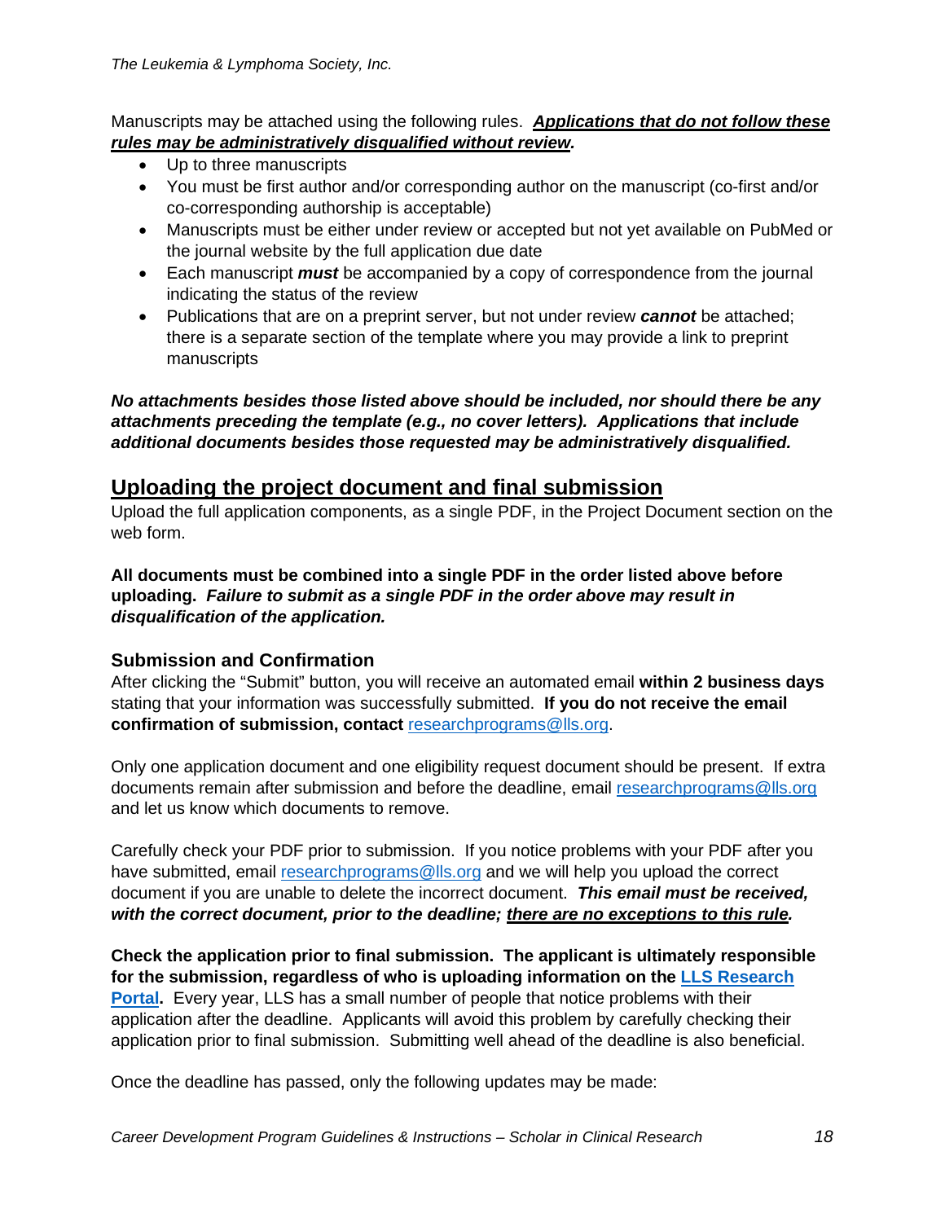Manuscripts may be attached using the following rules. ***<u>Applications that do not follow these rules may be administratively disqualified without review</u>.***

- Up to three manuscripts
- You must be first author and/or corresponding author on the manuscript (co-first and/or co-corresponding authorship is acceptable)
- Manuscripts must be either under review or accepted but not yet available on PubMed or the journal website by the full application due date
- Each manuscript ***must*** be accompanied by a copy of correspondence from the journal indicating the status of the review
- Publications that are on a preprint server, but not under review ***cannot*** be attached; there is a separate section of the template where you may provide a link to preprint manuscripts

***No attachments besides those listed above should be included, nor should there be any attachments preceding the template (e.g., no cover letters). Applications that include additional documents besides those requested may be administratively disqualified.***

## <u>Uploading the project document and final submission</u>

Upload the full application components, as a single PDF, in the Project Document section on the web form.

**All documents must be combined into a single PDF in the order listed above before uploading.** ***Failure to submit as a single PDF in the order above may result in disqualification of the application.***

### Submission and Confirmation

After clicking the "Submit" button, you will receive an automated email **within 2 business days** stating that your information was successfully submitted. **If you do not receive the email confirmation of submission, contact** researchprograms@lls.org.

Only one application document and one eligibility request document should be present. If extra documents remain after submission and before the deadline, email researchprograms@lls.org and let us know which documents to remove.

Carefully check your PDF prior to submission. If you notice problems with your PDF after you have submitted, email researchprograms@lls.org and we will help you upload the correct document if you are unable to delete the incorrect document. ***This email must be received, with the correct document, prior to the deadline; <u>there are no exceptions to this rule</u>.***

**Check the application prior to final submission. The applicant is ultimately responsible for the submission, regardless of who is uploading information on the <u>LLS Research Portal</u>.** Every year, LLS has a small number of people that notice problems with their application after the deadline. Applicants will avoid this problem by carefully checking their application prior to final submission. Submitting well ahead of the deadline is also beneficial.

Once the deadline has passed, only the following updates may be made: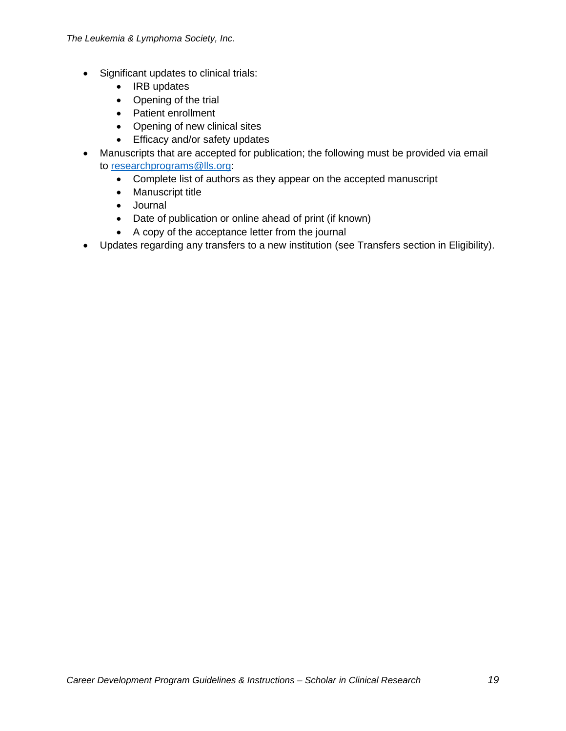- Significant updates to clinical trials:
    - IRB updates
    - Opening of the trial
    - Patient enrollment
    - Opening of new clinical sites
    - Efficacy and/or safety updates
- Manuscripts that are accepted for publication; the following must be provided via email to researchprograms@lls.org:
    - Complete list of authors as they appear on the accepted manuscript
    - Manuscript title
    - Journal
    - Date of publication or online ahead of print (if known)
    - A copy of the acceptance letter from the journal
- Updates regarding any transfers to a new institution (see Transfers section in Eligibility).